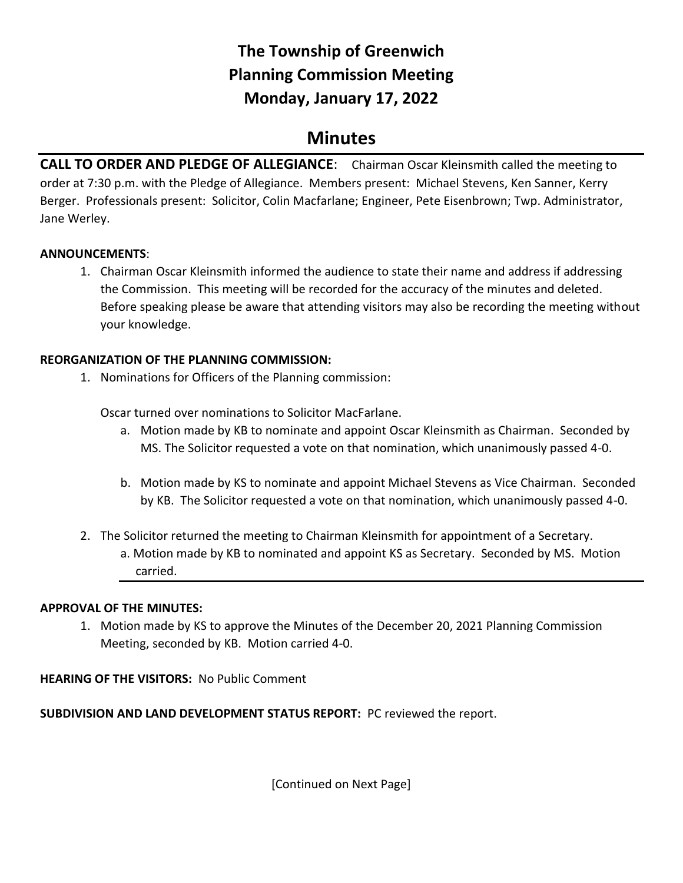# The Township of Greenwich
# Planning Commission Meeting
# Monday, January 17, 2022

## Minutes

**CALL TO ORDER AND PLEDGE OF ALLEGIANCE**: Chairman Oscar Kleinsmith called the meeting to order at 7:30 p.m. with the Pledge of Allegiance. Members present: Michael Stevens, Ken Sanner, Kerry Berger. Professionals present: Solicitor, Colin Macfarlane; Engineer, Pete Eisenbrown; Twp. Administrator, Jane Werley.

**ANNOUNCEMENTS**:

1. Chairman Oscar Kleinsmith informed the audience to state their name and address if addressing the Commission. This meeting will be recorded for the accuracy of the minutes and deleted. Before speaking please be aware that attending visitors may also be recording the meeting without your knowledge.

**REORGANIZATION OF THE PLANNING COMMISSION:**

1. Nominations for Officers of the Planning commission:

   Oscar turned over nominations to Solicitor MacFarlane.

   a. Motion made by KB to nominate and appoint Oscar Kleinsmith as Chairman. Seconded by MS. The Solicitor requested a vote on that nomination, which unanimously passed 4-0.

   b. Motion made by KS to nominate and appoint Michael Stevens as Vice Chairman. Seconded by KB. The Solicitor requested a vote on that nomination, which unanimously passed 4-0.

2. The Solicitor returned the meeting to Chairman Kleinsmith for appointment of a Secretary.
   a. Motion made by KB to nominated and appoint KS as Secretary. Seconded by MS. Motion carried.

**APPROVAL OF THE MINUTES:**

1. Motion made by KS to approve the Minutes of the December 20, 2021 Planning Commission Meeting, seconded by KB. Motion carried 4-0.

**HEARING OF THE VISITORS:** No Public Comment

**SUBDIVISION AND LAND DEVELOPMENT STATUS REPORT:** PC reviewed the report.

[Continued on Next Page]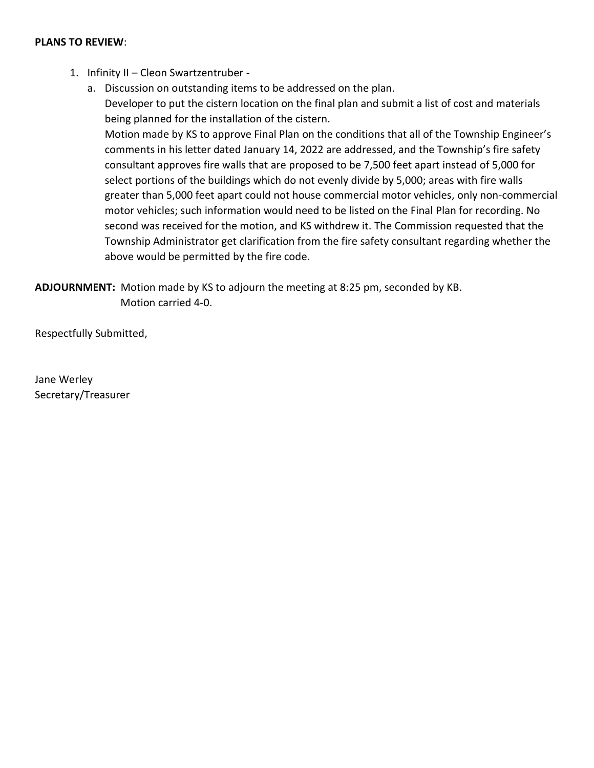**PLANS TO REVIEW**:

1. Infinity II – Cleon Swartzentruber -
   a. Discussion on outstanding items to be addressed on the plan.
      Developer to put the cistern location on the final plan and submit a list of cost and materials being planned for the installation of the cistern.
      Motion made by KS to approve Final Plan on the conditions that all of the Township Engineer's comments in his letter dated January 14, 2022 are addressed, and the Township's fire safety consultant approves fire walls that are proposed to be 7,500 feet apart instead of 5,000 for select portions of the buildings which do not evenly divide by 5,000; areas with fire walls greater than 5,000 feet apart could not house commercial motor vehicles, only non-commercial motor vehicles; such information would need to be listed on the Final Plan for recording. No second was received for the motion, and KS withdrew it. The Commission requested that the Township Administrator get clarification from the fire safety consultant regarding whether the above would be permitted by the fire code.

**ADJOURNMENT:** Motion made by KS to adjourn the meeting at 8:25 pm, seconded by KB.
Motion carried 4-0.

Respectfully Submitted,

Jane Werley
Secretary/Treasurer